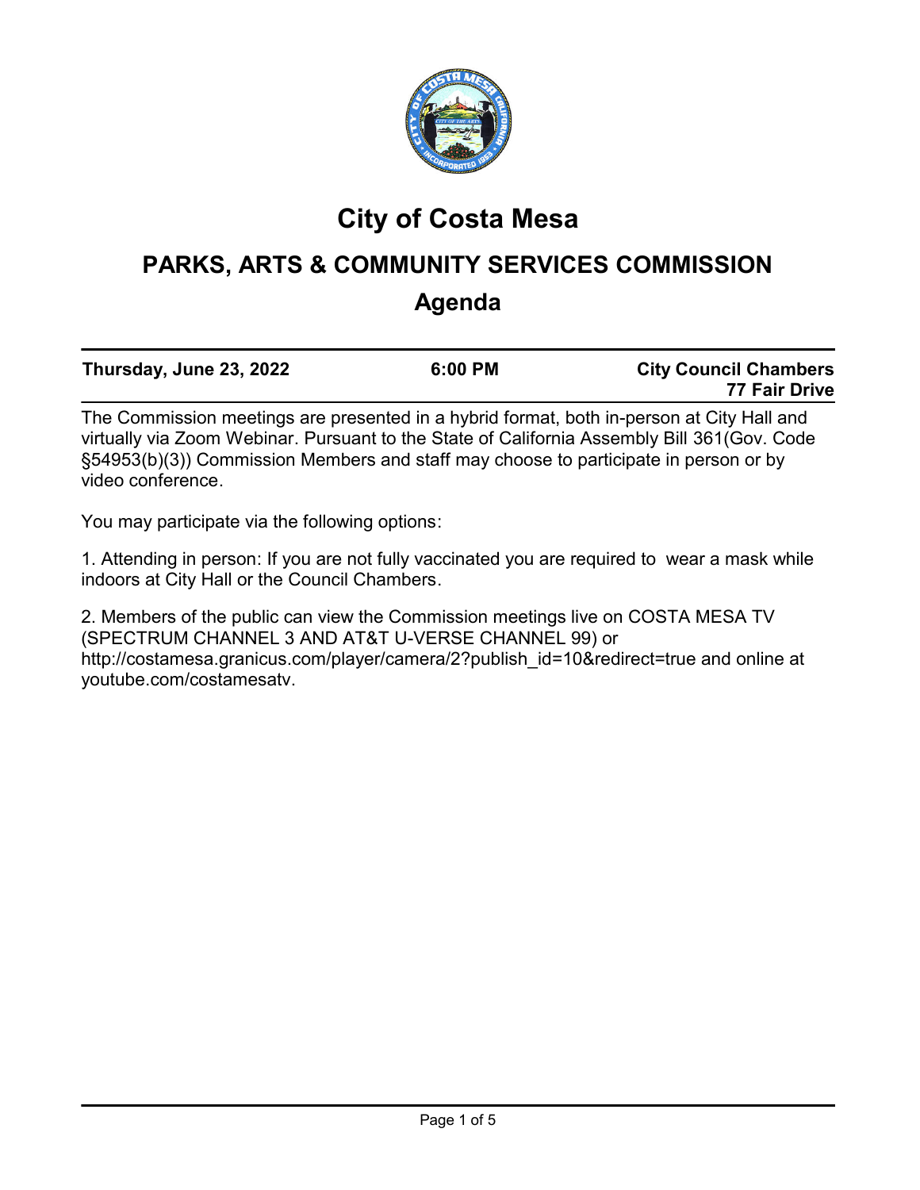# City of Costa Mesa

## PARKS, ARTS & COMMUNITY SERVICES COMMISSION

## Agenda

| Thursday, June 23, 2022 | 6:00 PM | City Council Chambers 77 Fair Drive |
|---|---|---|

The Commission meetings are presented in a hybrid format, both in-person at City Hall and virtually via Zoom Webinar. Pursuant to the State of California Assembly Bill 361(Gov. Code §54953(b)(3)) Commission Members and staff may choose to participate in person or by video conference.

You may participate via the following options:

1. Attending in person: If you are not fully vaccinated you are required to wear a mask while indoors at City Hall or the Council Chambers.

2. Members of the public can view the Commission meetings live on COSTA MESA TV (SPECTRUM CHANNEL 3 AND AT&T U-VERSE CHANNEL 99) or http://costamesa.granicus.com/player/camera/2?publish_id=10&redirect=true and online at youtube.com/costamesatv.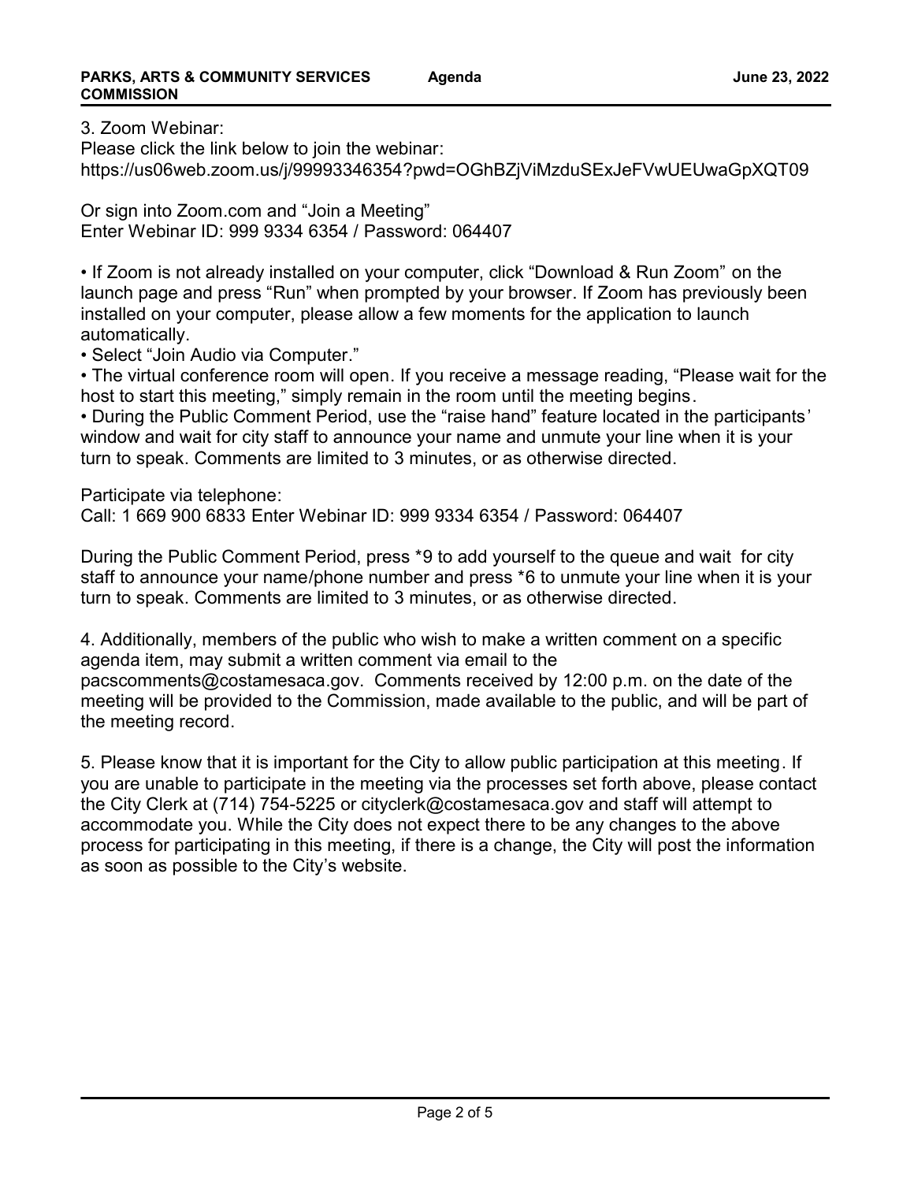3. Zoom Webinar:
Please click the link below to join the webinar:
https://us06web.zoom.us/j/99993346354?pwd=OGhBZjViMzduSExJeFVwUEUwaGpXQT09

Or sign into Zoom.com and "Join a Meeting"
Enter Webinar ID: 999 9334 6354 / Password: 064407

- If Zoom is not already installed on your computer, click "Download & Run Zoom" on the launch page and press "Run" when prompted by your browser. If Zoom has previously been installed on your computer, please allow a few moments for the application to launch automatically.
- Select "Join Audio via Computer."
- The virtual conference room will open. If you receive a message reading, "Please wait for the host to start this meeting," simply remain in the room until the meeting begins.
- During the Public Comment Period, use the "raise hand" feature located in the participants' window and wait for city staff to announce your name and unmute your line when it is your turn to speak. Comments are limited to 3 minutes, or as otherwise directed.

Participate via telephone:
Call: 1 669 900 6833 Enter Webinar ID: 999 9334 6354 / Password: 064407

During the Public Comment Period, press *9 to add yourself to the queue and wait for city staff to announce your name/phone number and press *6 to unmute your line when it is your turn to speak. Comments are limited to 3 minutes, or as otherwise directed.

4. Additionally, members of the public who wish to make a written comment on a specific agenda item, may submit a written comment via email to the pacscomments@costamesaca.gov. Comments received by 12:00 p.m. on the date of the meeting will be provided to the Commission, made available to the public, and will be part of the meeting record.

5. Please know that it is important for the City to allow public participation at this meeting. If you are unable to participate in the meeting via the processes set forth above, please contact the City Clerk at (714) 754-5225 or cityclerk@costamesaca.gov and staff will attempt to accommodate you. While the City does not expect there to be any changes to the above process for participating in this meeting, if there is a change, the City will post the information as soon as possible to the City's website.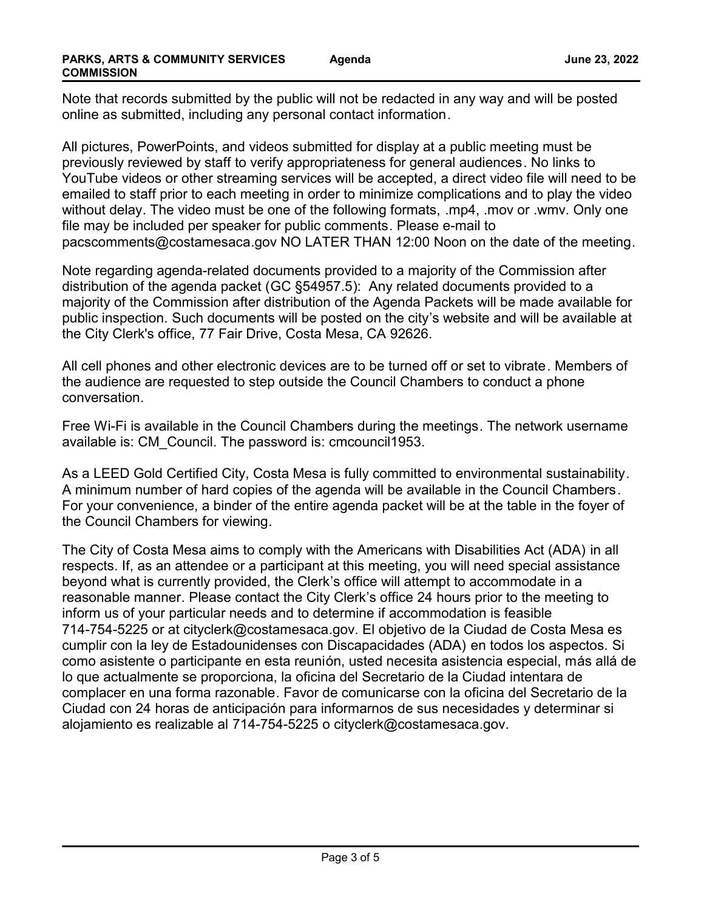Note that records submitted by the public will not be redacted in any way and will be posted online as submitted, including any personal contact information.

All pictures, PowerPoints, and videos submitted for display at a public meeting must be previously reviewed by staff to verify appropriateness for general audiences. No links to YouTube videos or other streaming services will be accepted, a direct video file will need to be emailed to staff prior to each meeting in order to minimize complications and to play the video without delay. The video must be one of the following formats, .mp4, .mov or .wmv. Only one file may be included per speaker for public comments. Please e-mail to pacscomments@costamesaca.gov NO LATER THAN 12:00 Noon on the date of the meeting.

Note regarding agenda-related documents provided to a majority of the Commission after distribution of the agenda packet (GC §54957.5): Any related documents provided to a majority of the Commission after distribution of the Agenda Packets will be made available for public inspection. Such documents will be posted on the city's website and will be available at the City Clerk's office, 77 Fair Drive, Costa Mesa, CA 92626.

All cell phones and other electronic devices are to be turned off or set to vibrate. Members of the audience are requested to step outside the Council Chambers to conduct a phone conversation.

Free Wi-Fi is available in the Council Chambers during the meetings. The network username available is: CM_Council. The password is: cmcouncil1953.

As a LEED Gold Certified City, Costa Mesa is fully committed to environmental sustainability. A minimum number of hard copies of the agenda will be available in the Council Chambers. For your convenience, a binder of the entire agenda packet will be at the table in the foyer of the Council Chambers for viewing.

The City of Costa Mesa aims to comply with the Americans with Disabilities Act (ADA) in all respects. If, as an attendee or a participant at this meeting, you will need special assistance beyond what is currently provided, the Clerk's office will attempt to accommodate in a reasonable manner. Please contact the City Clerk's office 24 hours prior to the meeting to inform us of your particular needs and to determine if accommodation is feasible 714-754-5225 or at cityclerk@costamesaca.gov. El objetivo de la Ciudad de Costa Mesa es cumplir con la ley de Estadounidenses con Discapacidades (ADA) en todos los aspectos. Si como asistente o participante en esta reunión, usted necesita asistencia especial, más allá de lo que actualmente se proporciona, la oficina del Secretario de la Ciudad intentara de complacer en una forma razonable. Favor de comunicarse con la oficina del Secretario de la Ciudad con 24 horas de anticipación para informarnos de sus necesidades y determinar si alojamiento es realizable al 714-754-5225 o cityclerk@costamesaca.gov.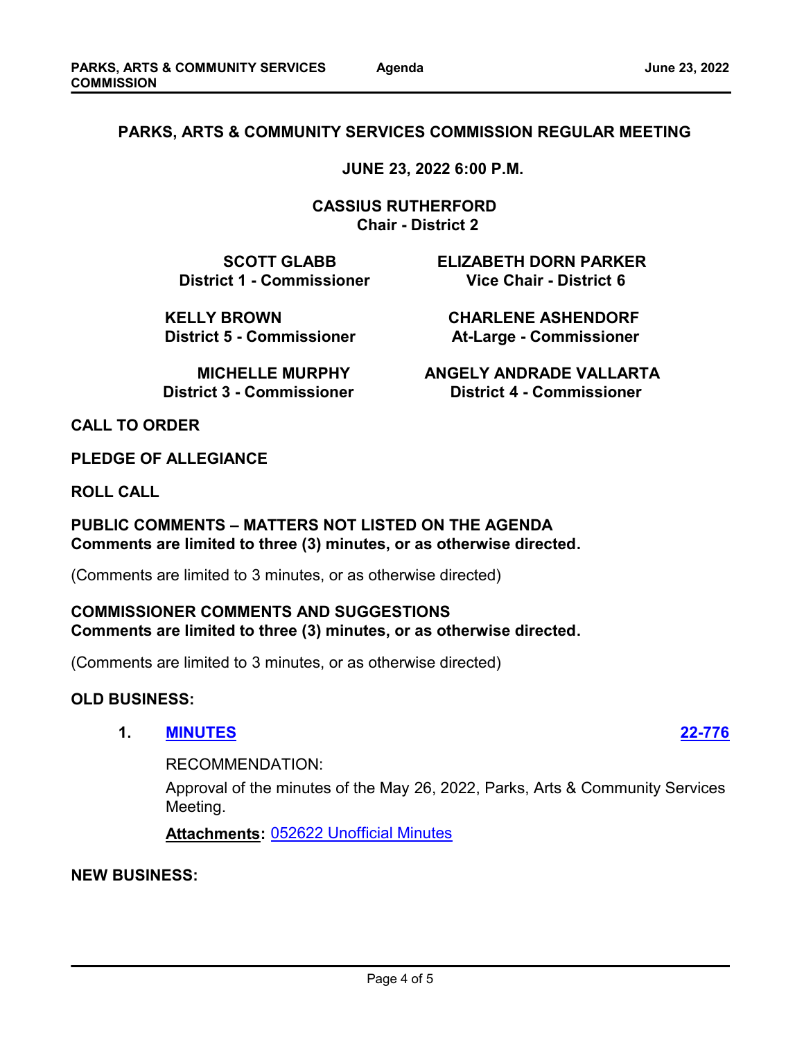# PARKS, ARTS & COMMUNITY SERVICES COMMISSION REGULAR MEETING

**JUNE 23, 2022 6:00 P.M.**

**CASSIUS RUTHERFORD**
**Chair - District 2**

**SCOTT GLABB**
**District 1 - Commissioner**

**ELIZABETH DORN PARKER**
**Vice Chair - District 6**

**KELLY BROWN**
**District 5 - Commissioner**

**CHARLENE ASHENDORF**
**At-Large - Commissioner**

**MICHELLE MURPHY**
**District 3 - Commissioner**

**ANGELY ANDRADE VALLARTA**
**District 4 - Commissioner**

## CALL TO ORDER

## PLEDGE OF ALLEGIANCE

## ROLL CALL

## PUBLIC COMMENTS – MATTERS NOT LISTED ON THE AGENDA
**Comments are limited to three (3) minutes, or as otherwise directed.**

(Comments are limited to 3 minutes, or as otherwise directed)

## COMMISSIONER COMMENTS AND SUGGESTIONS
**Comments are limited to three (3) minutes, or as otherwise directed.**

(Comments are limited to 3 minutes, or as otherwise directed)

## OLD BUSINESS:

**1. MINUTES** **22-776**

RECOMMENDATION:

Approval of the minutes of the May 26, 2022, Parks, Arts & Community Services Meeting.

**Attachments:** 052622 Unofficial Minutes

## NEW BUSINESS: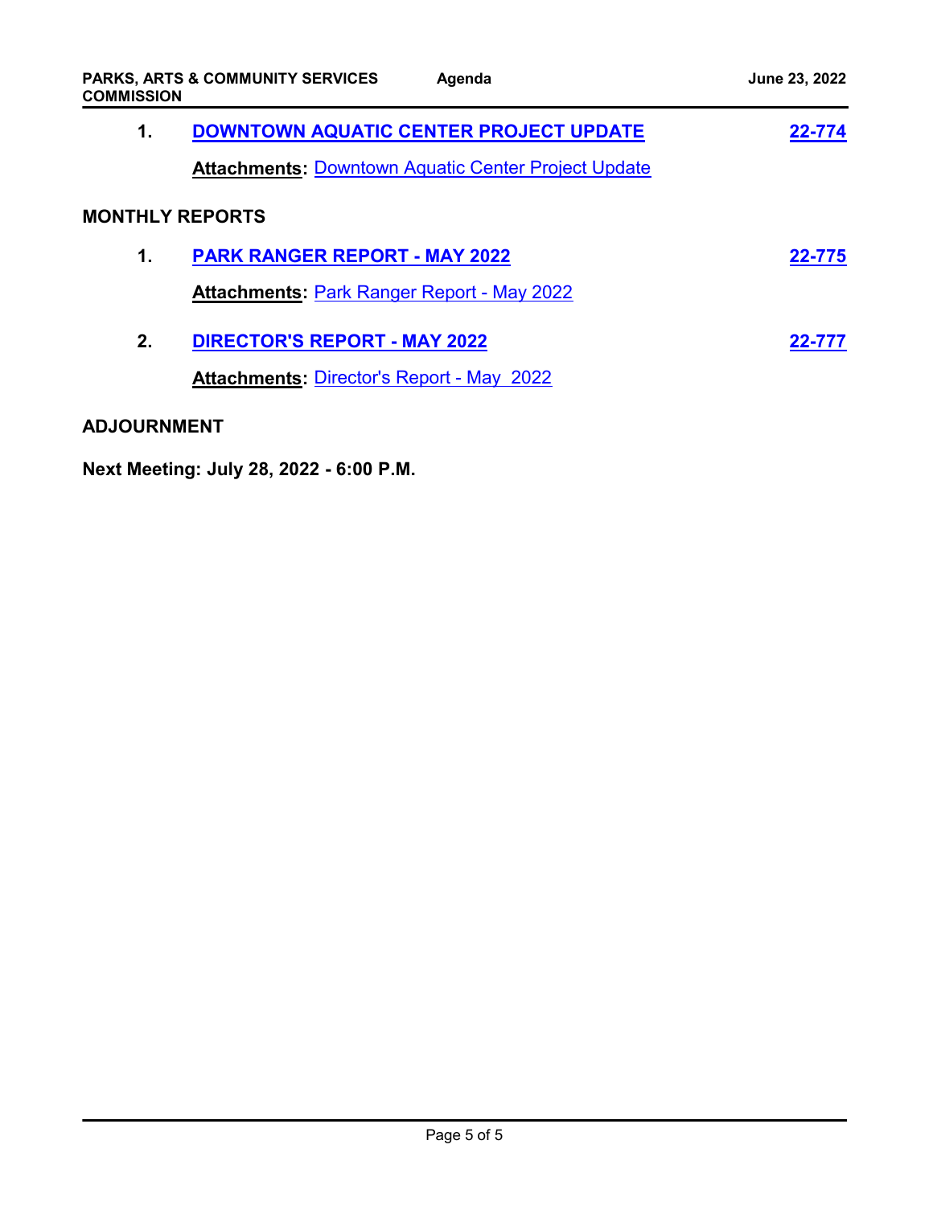1. **DOWNTOWN AQUATIC CENTER PROJECT UPDATE** **22-774**

   **Attachments:** Downtown Aquatic Center Project Update

## MONTHLY REPORTS

1. **PARK RANGER REPORT - MAY 2022** **22-775**

   **Attachments:** Park Ranger Report - May 2022

2. **DIRECTOR'S REPORT - MAY 2022** **22-777**

   **Attachments:** Director's Report - May 2022

## ADJOURNMENT

**Next Meeting: July 28, 2022 - 6:00 P.M.**